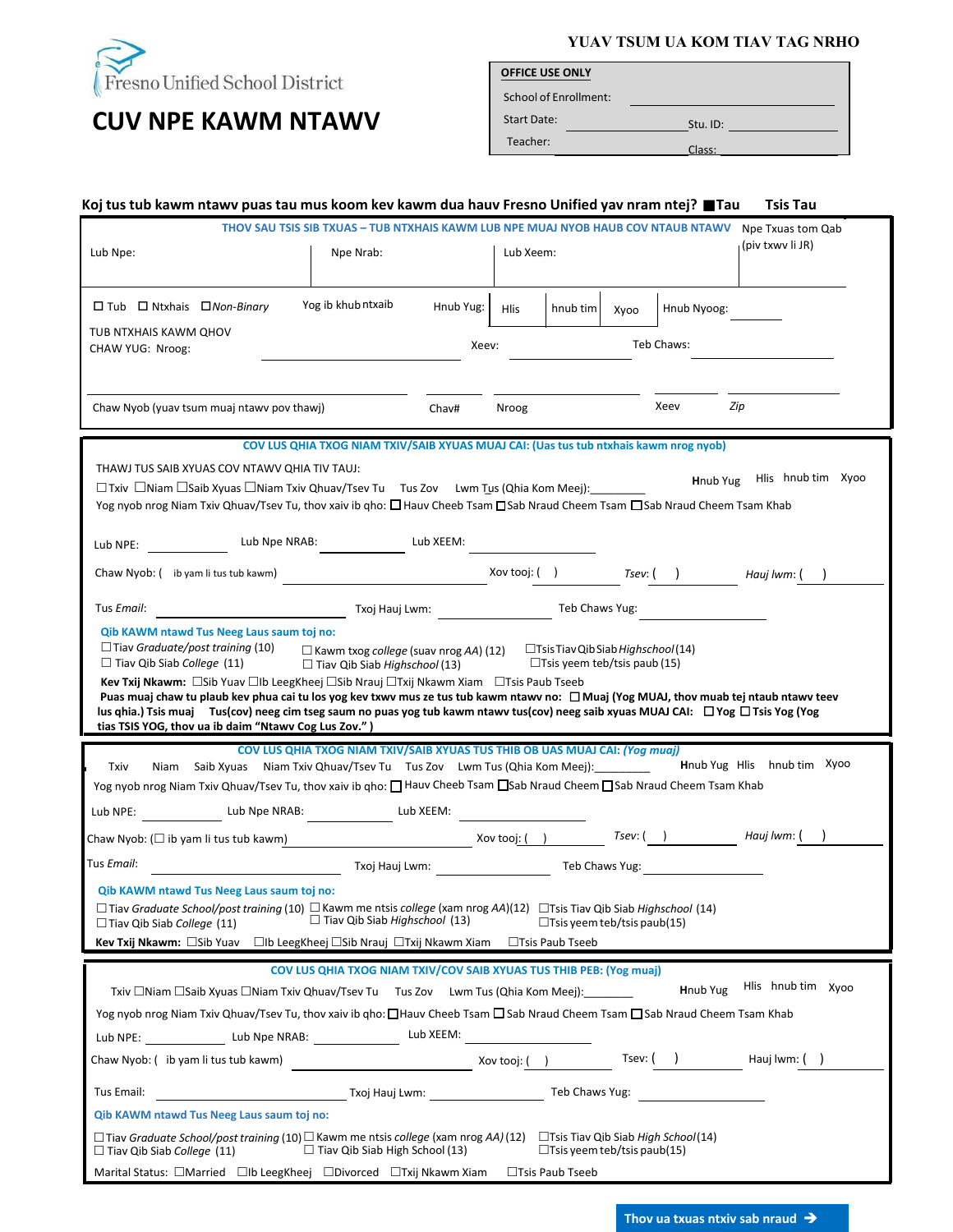Fresno Unified School District

# CUV NPE KAWM NTAWV

**YUAV TSUM UA KOM TIAV TAG NRHO**

**OFFICE USE ONLY**

School of Enrollment: ____________________

Start Date: ____________________ Stu. ID: ____________________

Teacher: ____________________ Class: ____________________

**Koj tus tub kawm ntawv puas tau mus koom kev kawm dua hauv Fresno Unified yav nram ntej? ■Tau Tsis Tau**

**THOV SAU TSIS SIB TXUAS – TUB NTXHAIS KAWM LUB NPE MUAJ NYOB HAUB COV NTAUB NTAWV**

Lub Npe: | Npe Nrab: | Lub Xeem: | Npe Txuas tom Qab (piv txwv li JR)

☐ Tub ☐ Ntxhais ☐ *Non-Binary* Yog ib khub ntxaib Hnub Yug: Hlis | hnub tim | Xyoo Hnub Nyoog: ______

TUB NTXHAIS KAWM QHOV CHAW YUG: Nroog: ____________________ Xeev: ______________ Teb Chaws: ______________

Chaw Nyob (yuav tsum muaj ntawv pov thawj) ____________________ Chav# ______ Nroog ______ Xeev ______ *Zip* ______

**COV LUS QHIA TXOG NIAM TXIV/SAIB XYUAS MUAJ CAI: (Uas tus tub ntxhais kawm nrog nyob)**

THAWJ TUS SAIB XYUAS COV NTAWV QHIA TIV TAUJ:

☐Txiv ☐Niam ☐Saib Xyuas ☐Niam Txiv Qhuav/Tsev Tu Tus Zov Lwm Tus (Qhia Kom Meej):________ Hnub Yug Hlis hnub tim Xyoo

Yog nyob nrog Niam Txiv Qhuav/Tsev Tu, thov xaiv ib qho: ☐ Hauv Cheeb Tsam ☐Sab Nraud Cheem Tsam ☐Sab Nraud Cheem Tsam Khab

Lub NPE: ____________ Lub Npe NRAB: ____________ Lub XEEM: ____________

Chaw Nyob: ( ib yam li tus tub kawm) ____________________ Xov tooj: ( ) ____________ *Tsev*: ( ) ____________ *Hauj lwm*: ( ) ____________

Tus *Email*: ____________________ Txoj Hauj Lwm: ____________ Teb Chaws Yug: ____________

**Qib KAWM ntawd Tus Neeg Laus saum toj no:**

☐Tiav *Graduate/post training* (10) ☐ Kawm txog *college* (suav nrog *AA*) (12) ☐Tsis Tiav Qib Siab *Highschool* (14)
☐ Tiav Qib Siab *College* (11) ☐ Tiav Qib Siab *Highschool* (13) ☐Tsis yeem teb/tsis paub (15)

**Kev Txij Nkawm:** ☐Sib Yuav ☐Ib LeegKheej ☐Sib Nrauj ☐Txij Nkawm Xiam ☐Tsis Paub Tseeb

**Puas muaj chaw tu plaub kev phua cai tu los yog kev txwv mus ze tus tub kawm ntawv no: ☐ Muaj (Yog MUAJ, thov muab tej ntaub ntawv teev lus qhia.) Tsis muaj Tus(cov) neeg cim tseg saum no puas yog tub kawm ntawv tus(cov) neeg saib xyuas MUAJ CAI: ☐Yog ☐Tsis Yog (Yog tias TSIS YOG, thov ua ib daim "Ntawv Cog Lus Zov.")**

**COV LUS QHIA TXOG NIAM TXIV/SAIB XYUAS TUS THIB OB UAS MUAJ CAI: *(Yog muaj)***

Txiv Niam Saib Xyuas Niam Txiv Qhuav/Tsev Tu Tus Zov Lwm Tus (Qhia Kom Meej):________ Hnub Yug Hlis hnub tim Xyoo

Yog nyob nrog Niam Txiv Qhuav/Tsev Tu, thov xaiv ib qho: ☐ Hauv Cheeb Tsam ☐Sab Nraud Cheem ☐Sab Nraud Cheem Tsam Khab

Lub NPE: ____________ Lub Npe NRAB: ____________ Lub XEEM: ____________

Chaw Nyob: (☐ ib yam li tus tub kawm) ____________________ Xov tooj: ( ) ____________ *Tsev*: ( ) ____________ *Hauj lwm*: ( ) ____________

Tus *Email*: ____________________ Txoj Hauj Lwm: ____________ Teb Chaws Yug: ____________

**Qib KAWM ntawd Tus Neeg Laus saum toj no:**

☐Tiav *Graduate School/post training* (10) ☐ Kawm me ntsis *college* (xam nrog *AA*)(12) ☐Tsis Tiav Qib Siab *Highschool* (14)
☐ Tiav Qib Siab *College* (11) ☐ Tiav Qib Siab *Highschool* (13) ☐Tsis yeem teb/tsis paub(15)

**Kev Txij Nkawm:** ☐Sib Yuav ☐Ib LeegKheej ☐Sib Nrauj ☐Txij Nkawm Xiam ☐Tsis Paub Tseeb

**COV LUS QHIA TXOG NIAM TXIV/COV SAIB XYUAS TUS THIB PEB: (Yog muaj)**

Txiv ☐Niam ☐Saib Xyuas ☐Niam Txiv Qhuav/Tsev Tu Tus Zov Lwm Tus (Qhia Kom Meej):________ Hnub Yug Hlis hnub tim Xyoo

Yog nyob nrog Niam Txiv Qhuav/Tsev Tu, thov xaiv ib qho: ☐Hauv Cheeb Tsam ☐ Sab Nraud Cheem Tsam ☐ Sab Nraud Cheem Tsam Khab

Lub NPE: ____________ Lub Npe NRAB: ____________ Lub XEEM: ____________

Chaw Nyob: ( ib yam li tus tub kawm) ____________________ Xov tooj: ( ) Tsev: ( ) Hauj lwm: ( )

Tus Email: ____________________ Txoj Hauj Lwm: ____________ Teb Chaws Yug: ____________

**Qib KAWM ntawd Tus Neeg Laus saum toj no:**

☐ Tiav *Graduate School/post training* (10) ☐ Kawm me ntsis *college* (xam nrog *AA*) (12) ☐Tsis Tiav Qib Siab *High School* (14)
☐ Tiav Qib Siab *College* (11) ☐ Tiav Qib Siab High School (13) ☐Tsis yeem teb/tsis paub(15)

Marital Status: ☐Married ☐Ib LeegKheej ☐Divorced ☐Txij Nkawm Xiam ☐Tsis Paub Tseeb

**Thov ua txuas ntxiv sab nraud ➔**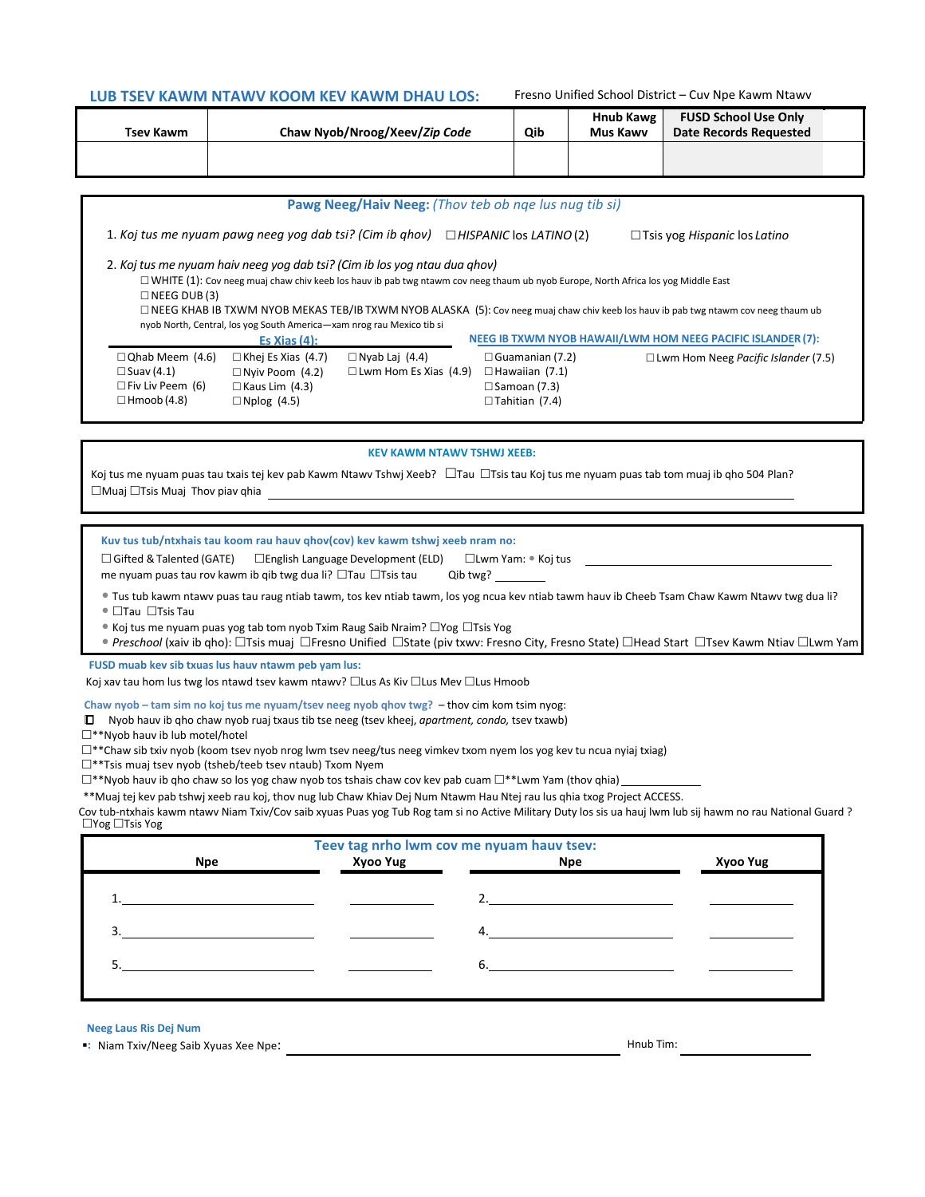**LUB TSEV KAWM NTAWV KOOM KEV KAWM DHAU LOS:** Fresno Unified School District – Cuv Npe Kawm Ntawv

| Tsev Kawm | Chaw Nyob/Nroog/Xeev/*Zip Code* | Qib | Hnub Kawg Mus Kawv | FUSD School Use Only Date Records Requested |
|---|---|---|---|---|
| | | | | |

## Pawg Neeg/Haiv Neeg: *(Thov teb ob nqe lus nug tib si)*

1. *Koj tus me nyuam pawg neeg yog dab tsi? (Cim ib qhov)* ☐ *HISPANIC* los *LATINO* (2) ☐ Tsis yog *Hispanic* los *Latino*

2. *Koj tus me nyuam haiv neeg yog dab tsi? (Cim ib los yog ntau dua qhov)*
   - ☐ WHITE (1): Cov neeg muaj chaw chiv keeb los hauv ib pab twg ntawm cov neeg thaum ub nyob Europe, North Africa los yog Middle East
   - ☐ NEEG DUB (3)
   - ☐ NEEG KHAB IB TXWM NYOB MEKAS TEB/IB TXWM NYOB ALASKA (5): Cov neeg muaj chaw chiv keeb los hauv ib pab twg ntawm cov neeg thaum ub nyob North, Central, los yog South America—xam nrog rau Mexico tib si

**Es Xias (4):**

- ☐ Qhab Meem (4.6)
- ☐ Suav (4.1)
- ☐ Fiv Liv Peem (6)
- ☐ Hmoob (4.8)
- ☐ Khej Es Xias (4.7)
- ☐ Nyiv Poom (4.2)
- ☐ Kaus Lim (4.3)
- ☐ Nplog (4.5)
- ☐ Nyab Laj (4.4)
- ☐ Lwm Hom Es Xias (4.9)

**NEEG IB TXWM NYOB HAWAII/LWM HOM NEEG PACIFIC ISLANDER (7):**

- ☐ Guamanian (7.2)
- ☐ Hawaiian (7.1)
- ☐ Samoan (7.3)
- ☐ Tahitian (7.4)
- ☐ Lwm Hom Neeg *Pacific Islander* (7.5)

## KEV KAWM NTAWV TSHWJ XEEB:

Koj tus me nyuam puas tau txais tej kev pab Kawm Ntawv Tshwj Xeeb? ☐ Tau ☐ Tsis tau Koj tus me nyuam puas tab tom muaj ib qho 504 Plan? ☐ Muaj ☐ Tsis Muaj Thov piav qhia ____________________

## Kuv tus tub/ntxhais tau koom rau hauv qhov(cov) kev kawm tshwj xeeb nram no:

☐ Gifted & Talented (GATE) ☐ English Language Development (ELD) ☐ Lwm Yam: • Koj tus ____________________ me nyuam puas tau rov kawm ib qib twg dua li? ☐ Tau ☐ Tsis tau Qib twg? ________

- Tus tub kawm ntawv puas tau raug ntiab tawm, tos kev ntiab tawm, los yog ncua kev ntiab tawm hauv ib Cheeb Tsam Chaw Kawm Ntawv twg dua li? ☐ Tau ☐ Tsis Tau
- Koj tus me nyuam puas yog tab tom nyob Txim Raug Saib Nraim? ☐ Yog ☐ Tsis Yog
- *Preschool* (xaiv ib qho): ☐ Tsis muaj ☐ Fresno Unified ☐ State (piv txwv: Fresno City, Fresno State) ☐ Head Start ☐ Tsev Kawm Ntiav ☐ Lwm Yam

**FUSD muab kev sib txuas lus hauv ntawm peb yam lus:**

Koj xav tau hom lus twg los ntawd tsev kawm ntawv? ☐ Lus As Kiv ☐ Lus Mev ☐ Lus Hmoob

**Chaw nyob – tam sim no koj tus me nyuam/tsev neeg nyob qhov twg?** – thov cim kom tsim nyog:

- ☐ Nyob hauv ib qho chaw nyob ruaj txaus tib tse neeg (tsev kheej, *apartment, condo,* tsev txawb)
- ☐ **Nyob hauv ib lub motel/hotel
- ☐ **Chaw sib txiv nyob (koom tsev nyob nrog lwm tsev neeg/tus neeg vimkev txom nyem los yog kev tu ncua nyiaj txiag)
- ☐ **Tsis muaj tsev nyob (tsheb/teb tsev ntaub) Txom Nyem
- ☐ **Nyob hauv ib qho chaw so los yog chaw nyob tos tshais chaw cov kev pab cuam ☐ **Lwm Yam (thov qhia) ____________

**Muaj tej kev pab tshwj xeeb rau koj, thov nug lub Chaw Khiav Dej Num Ntawm Hau Ntej rau lus qhia txog Project ACCESS.

Cov tub-ntxhais kawm ntawv Niam Txiv/Cov saib xyuas Puas yog Tub Rog tam si no Active Military Duty los sis ua hauj lwm lub sij hawm no rau National Guard ? ☐ Yog ☐ Tsis Yog

**Teev tag nrho lwm cov me nyuam hauv tsev:**

| Npe | Xyoo Yug | Npe | Xyoo Yug |
|---|---|---|---|
| 1.____________ | ________ | 2.____________ | ________ |
| 3.____________ | ________ | 4.____________ | ________ |
| 5.____________ | ________ | 6.____________ | ________ |

**Neeg Laus Ris Dej Num**

▪: Niam Txiv/Neeg Saib Xyuas Xee Npe: ______________________________ Hnub Tim: ____________